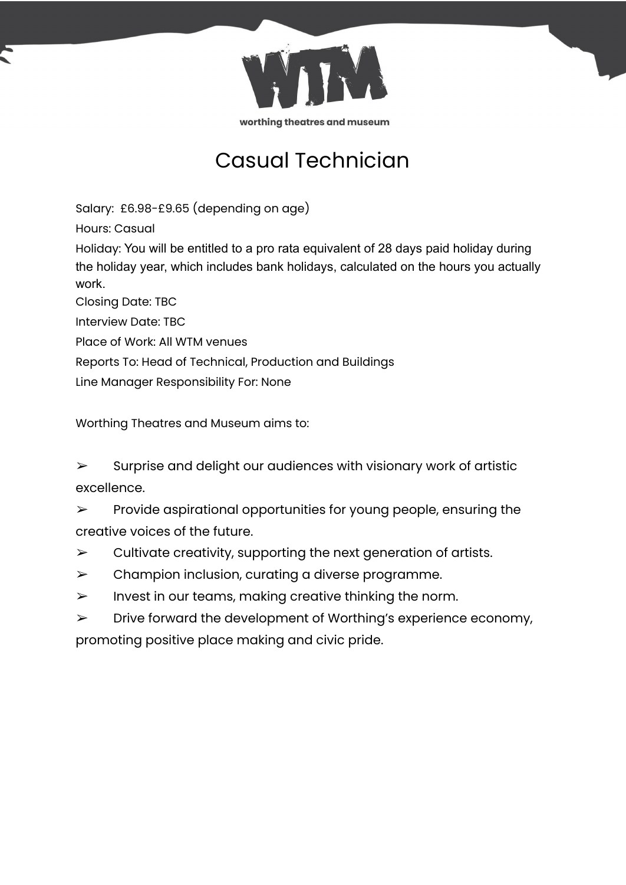worthing theatres and museum

# Casual Technician

Salary: £6.98-£9.65 (depending on age)

Hours: Casual

Holiday: You will be entitled to a pro rata equivalent of 28 days paid holiday during the holiday year, which includes bank holidays, calculated on the hours you actually work.

Closing Date: TBC

Interview Date: TBC

Place of Work: All WTM venues

Reports To: Head of Technical, Production and Buildings

Line Manager Responsibility For: None

Worthing Theatres and Museum aims to:

- Surprise and delight our audiences with visionary work of artistic excellence.
- Provide aspirational opportunities for young people, ensuring the creative voices of the future.
- Cultivate creativity, supporting the next generation of artists.
- Champion inclusion, curating a diverse programme.
- Invest in our teams, making creative thinking the norm.
- Drive forward the development of Worthing's experience economy, promoting positive place making and civic pride.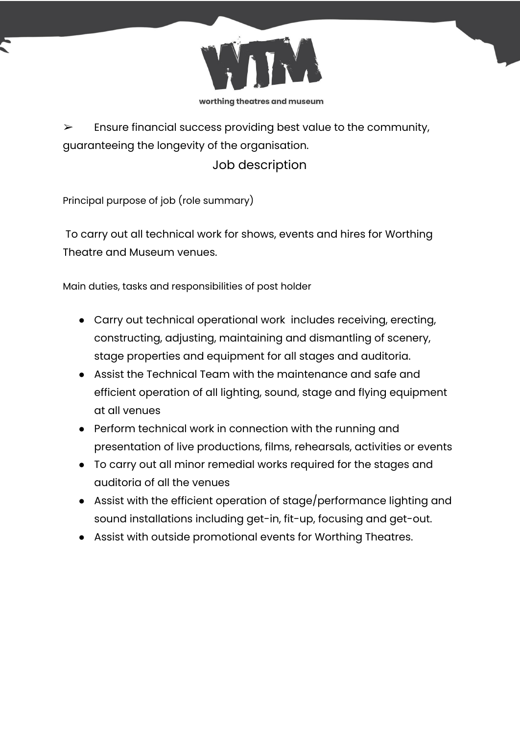- Ensure financial success providing best value to the community, guaranteeing the longevity of the organisation.

## Job description

Principal purpose of job (role summary)

To carry out all technical work for shows, events and hires for Worthing Theatre and Museum venues.

Main duties, tasks and responsibilities of post holder

- Carry out technical operational work includes receiving, erecting, constructing, adjusting, maintaining and dismantling of scenery, stage properties and equipment for all stages and auditoria.
- Assist the Technical Team with the maintenance and safe and efficient operation of all lighting, sound, stage and flying equipment at all venues
- Perform technical work in connection with the running and presentation of live productions, films, rehearsals, activities or events
- To carry out all minor remedial works required for the stages and auditoria of all the venues
- Assist with the efficient operation of stage/performance lighting and sound installations including get-in, fit-up, focusing and get-out.
- Assist with outside promotional events for Worthing Theatres.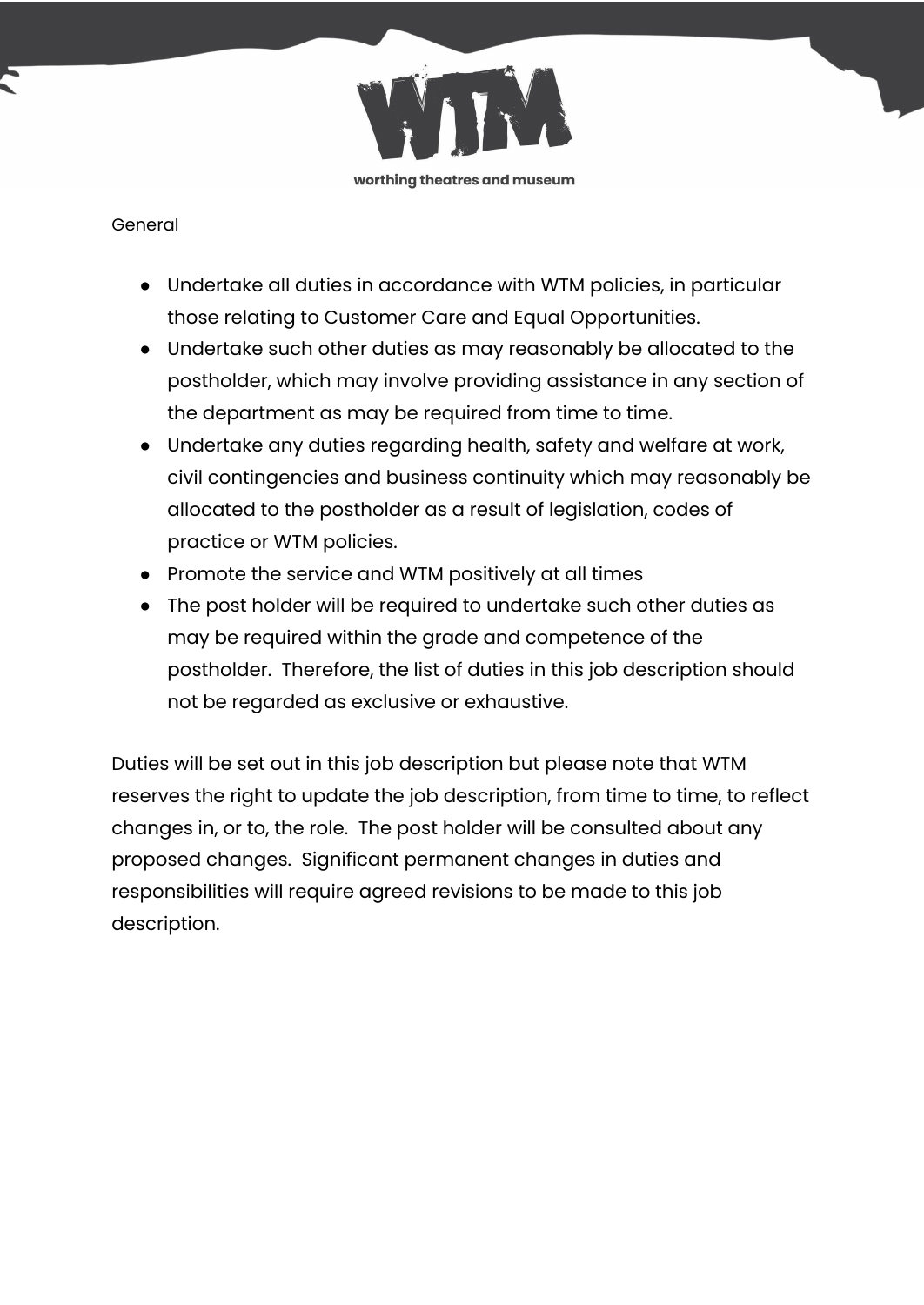General

- Undertake all duties in accordance with WTM policies, in particular those relating to Customer Care and Equal Opportunities.
- Undertake such other duties as may reasonably be allocated to the postholder, which may involve providing assistance in any section of the department as may be required from time to time.
- Undertake any duties regarding health, safety and welfare at work, civil contingencies and business continuity which may reasonably be allocated to the postholder as a result of legislation, codes of practice or WTM policies.
- Promote the service and WTM positively at all times
- The post holder will be required to undertake such other duties as may be required within the grade and competence of the postholder. Therefore, the list of duties in this job description should not be regarded as exclusive or exhaustive.

Duties will be set out in this job description but please note that WTM reserves the right to update the job description, from time to time, to reflect changes in, or to, the role. The post holder will be consulted about any proposed changes. Significant permanent changes in duties and responsibilities will require agreed revisions to be made to this job description.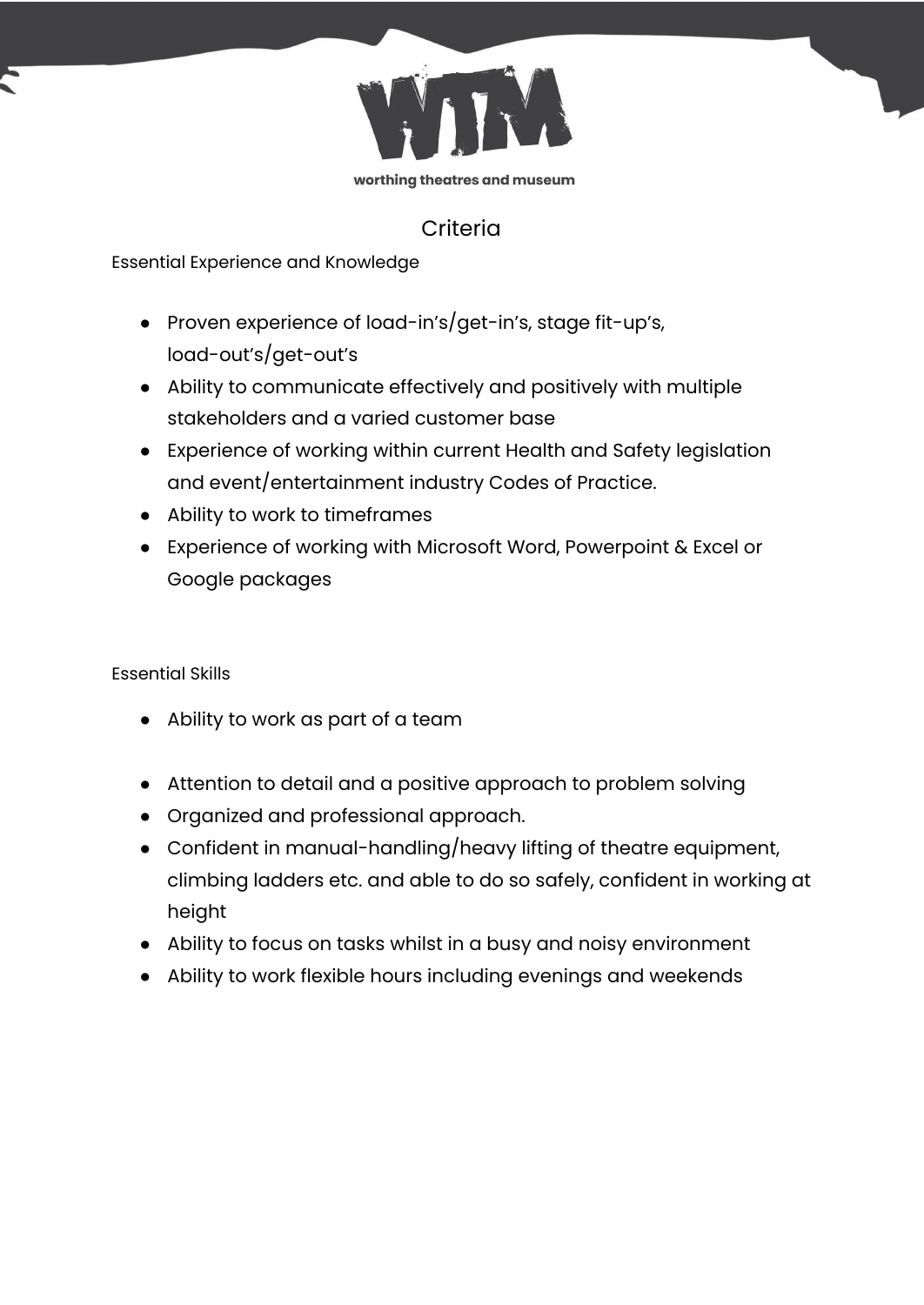# Criteria

Essential Experience and Knowledge

- Proven experience of load-in’s/get-in’s, stage fit-up’s, load-out’s/get-out’s
- Ability to communicate effectively and positively with multiple stakeholders and a varied customer base
- Experience of working within current Health and Safety legislation and event/entertainment industry Codes of Practice.
- Ability to work to timeframes
- Experience of working with Microsoft Word, Powerpoint & Excel or Google packages

Essential Skills

- Ability to work as part of a team
- Attention to detail and a positive approach to problem solving
- Organized and professional approach.
- Confident in manual-handling/heavy lifting of theatre equipment, climbing ladders etc. and able to do so safely, confident in working at height
- Ability to focus on tasks whilst in a busy and noisy environment
- Ability to work flexible hours including evenings and weekends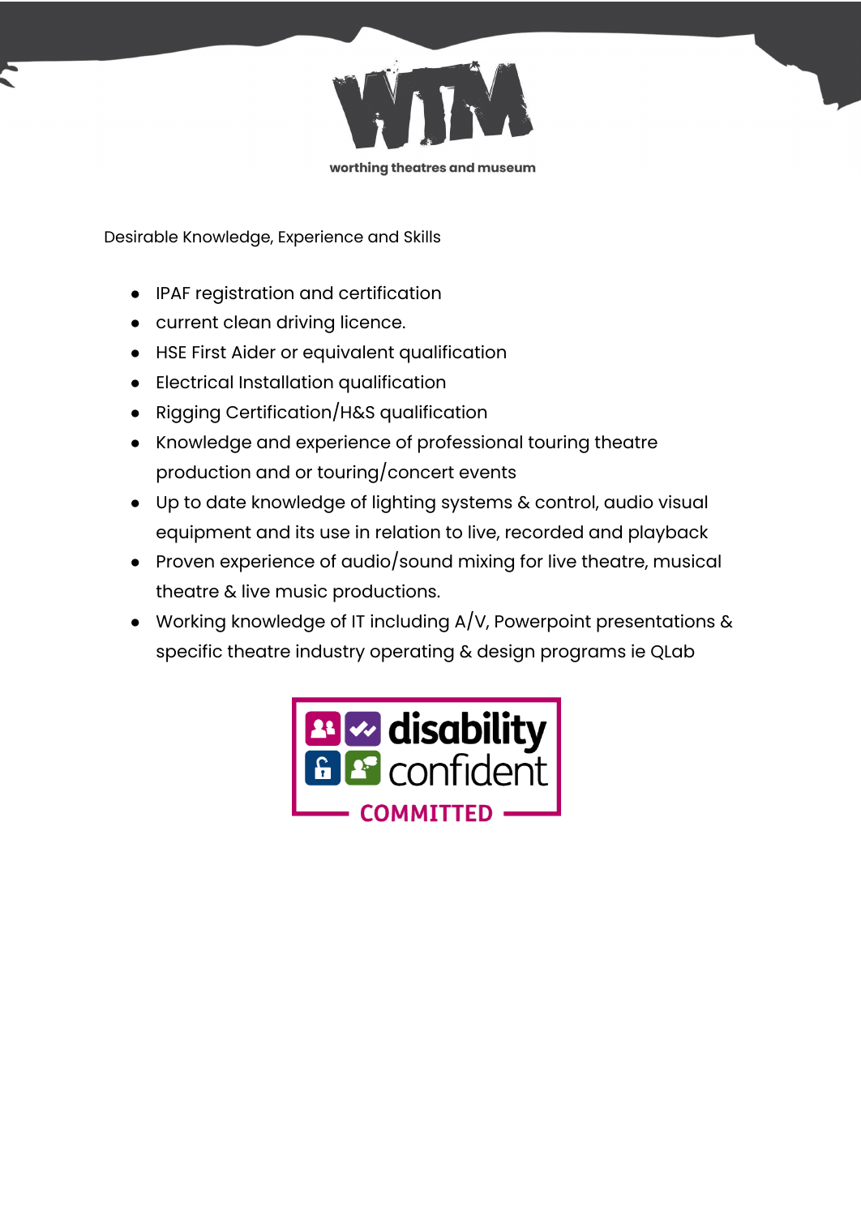Desirable Knowledge, Experience and Skills

- IPAF registration and certification
- current clean driving licence.
- HSE First Aider or equivalent qualification
- Electrical Installation qualification
- Rigging Certification/H&S qualification
- Knowledge and experience of professional touring theatre production and or touring/concert events
- Up to date knowledge of lighting systems & control, audio visual equipment and its use in relation to live, recorded and playback
- Proven experience of audio/sound mixing for live theatre, musical theatre & live music productions.
- Working knowledge of IT including A/V, Powerpoint presentations & specific theatre industry operating & design programs ie QLab